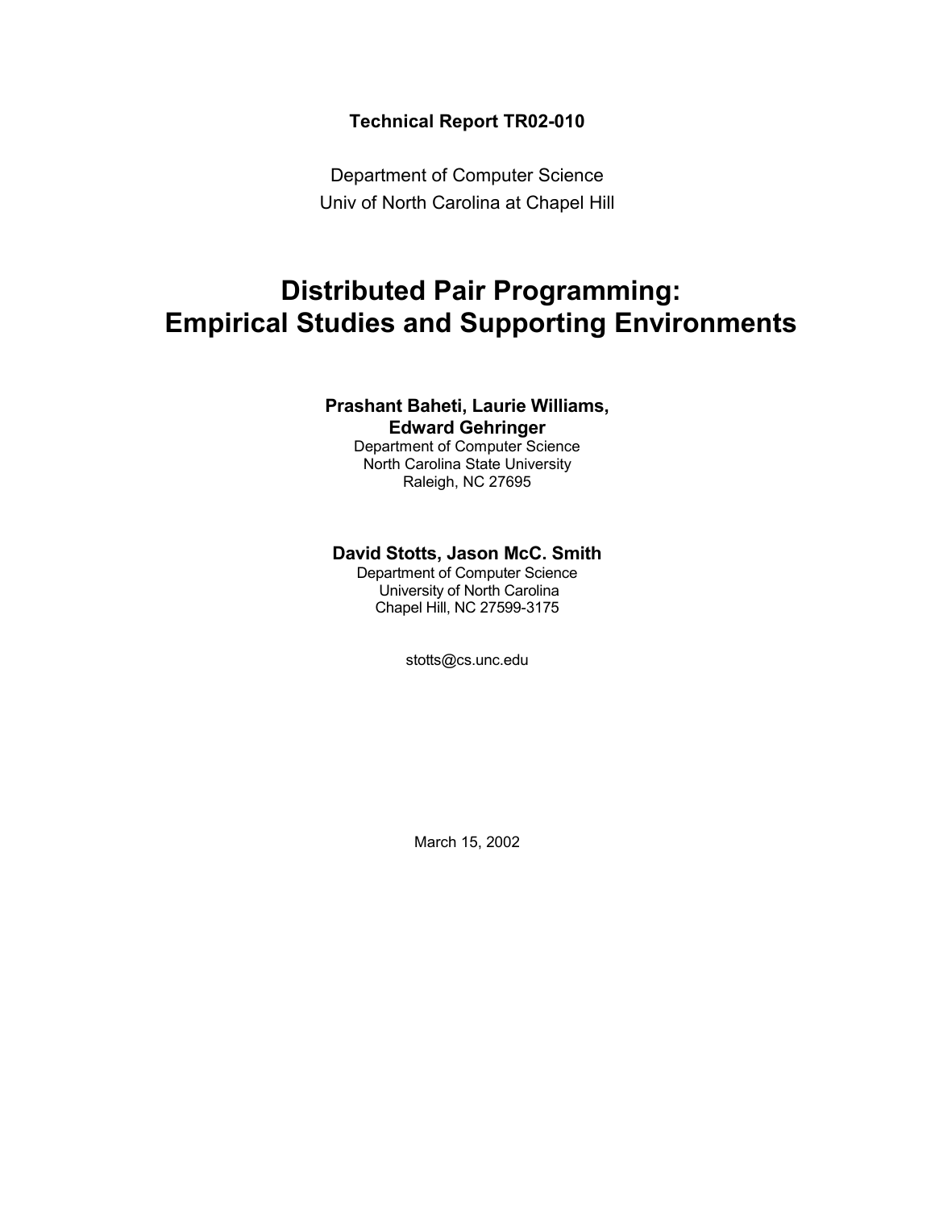**Technical Report TR02-010**

Department of Computer Science
Univ of North Carolina at Chapel Hill

# Distributed Pair Programming: Empirical Studies and Supporting Environments

**Prashant Baheti, Laurie Williams, Edward Gehringer**
Department of Computer Science
North Carolina State University
Raleigh, NC 27695

**David Stotts, Jason McC. Smith**
Department of Computer Science
University of North Carolina
Chapel Hill, NC 27599-3175

stotts@cs.unc.edu

March 15, 2002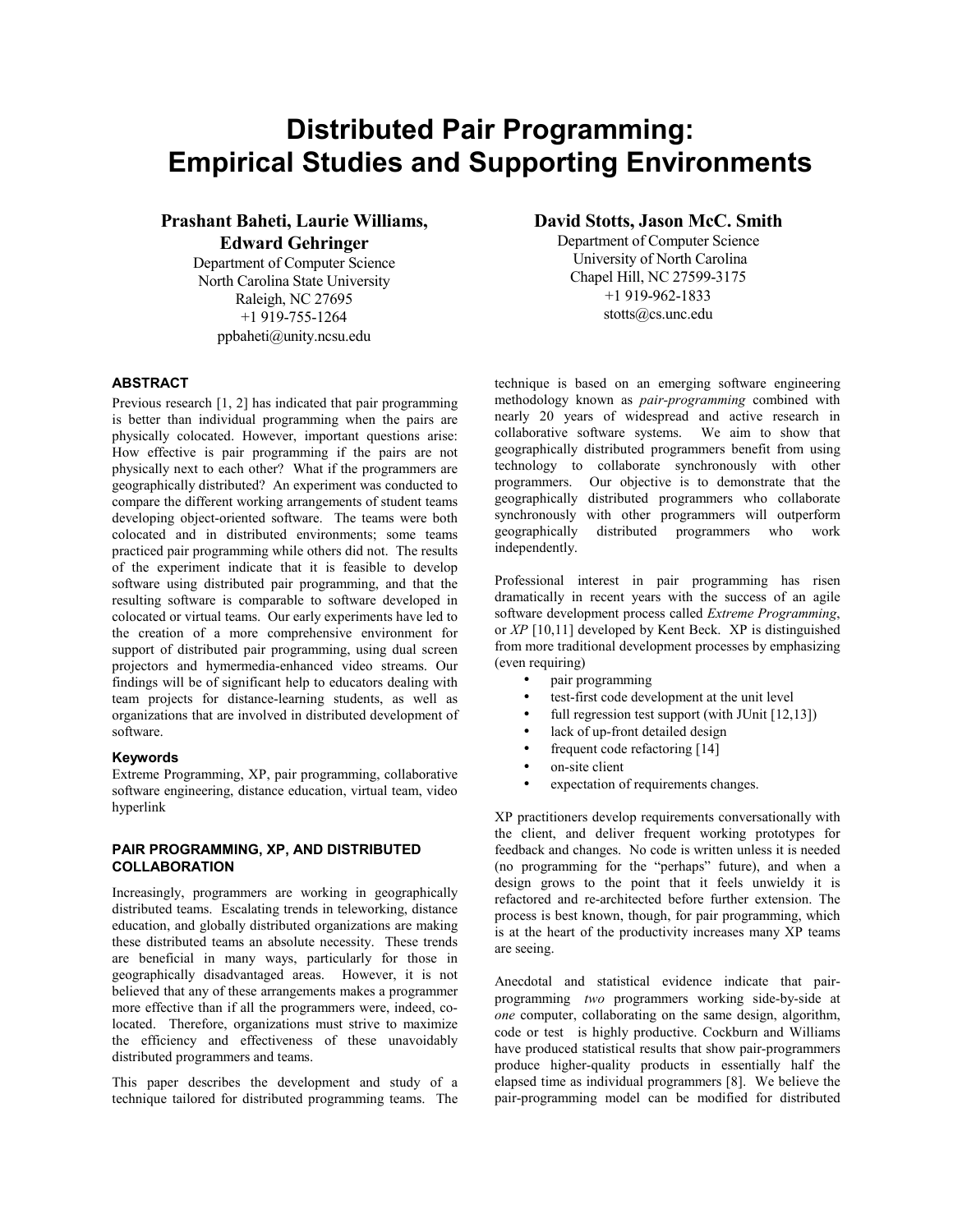# Distributed Pair Programming: Empirical Studies and Supporting Environments

**Prashant Baheti, Laurie Williams, Edward Gehringer**
Department of Computer Science
North Carolina State University
Raleigh, NC 27695
+1 919-755-1264
ppbaheti@unity.ncsu.edu

**David Stotts, Jason McC. Smith**
Department of Computer Science
University of North Carolina
Chapel Hill, NC 27599-3175
+1 919-962-1833
stotts@cs.unc.edu

### ABSTRACT

Previous research [1, 2] has indicated that pair programming is better than individual programming when the pairs are physically colocated. However, important questions arise: How effective is pair programming if the pairs are not physically next to each other? What if the programmers are geographically distributed? An experiment was conducted to compare the different working arrangements of student teams developing object-oriented software. The teams were both colocated and in distributed environments; some teams practiced pair programming while others did not. The results of the experiment indicate that it is feasible to develop software using distributed pair programming, and that the resulting software is comparable to software developed in colocated or virtual teams. Our early experiments have led to the creation of a more comprehensive environment for support of distributed pair programming, using dual screen projectors and hymermedia-enhanced video streams. Our findings will be of significant help to educators dealing with team projects for distance-learning students, as well as organizations that are involved in distributed development of software.

#### Keywords

Extreme Programming, XP, pair programming, collaborative software engineering, distance education, virtual team, video hyperlink

### PAIR PROGRAMMING, XP, AND DISTRIBUTED COLLABORATION

Increasingly, programmers are working in geographically distributed teams. Escalating trends in teleworking, distance education, and globally distributed organizations are making these distributed teams an absolute necessity. These trends are beneficial in many ways, particularly for those in geographically disadvantaged areas. However, it is not believed that any of these arrangements makes a programmer more effective than if all the programmers were, indeed, co-located. Therefore, organizations must strive to maximize the efficiency and effectiveness of these unavoidably distributed programmers and teams.

This paper describes the development and study of a technique tailored for distributed programming teams. The technique is based on an emerging software engineering methodology known as *pair-programming* combined with nearly 20 years of widespread and active research in collaborative software systems. We aim to show that geographically distributed programmers benefit from using technology to collaborate synchronously with other programmers. Our objective is to demonstrate that the geographically distributed programmers who collaborate synchronously with other programmers will outperform geographically distributed programmers who work independently.

Professional interest in pair programming has risen dramatically in recent years with the success of an agile software development process called *Extreme Programming*, or *XP* [10,11] developed by Kent Beck. XP is distinguished from more traditional development processes by emphasizing (even requiring)

- pair programming
- test-first code development at the unit level
- full regression test support (with JUnit [12,13])
- lack of up-front detailed design
- frequent code refactoring [14]
- on-site client
- expectation of requirements changes.

XP practitioners develop requirements conversationally with the client, and deliver frequent working prototypes for feedback and changes. No code is written unless it is needed (no programming for the "perhaps" future), and when a design grows to the point that it feels unwieldy it is refactored and re-architected before further extension. The process is best known, though, for pair programming, which is at the heart of the productivity increases many XP teams are seeing.

Anecdotal and statistical evidence indicate that pair-programming *two* programmers working side-by-side at *one* computer, collaborating on the same design, algorithm, code or test is highly productive. Cockburn and Williams have produced statistical results that show pair-programmers produce higher-quality products in essentially half the elapsed time as individual programmers [8]. We believe the pair-programming model can be modified for distributed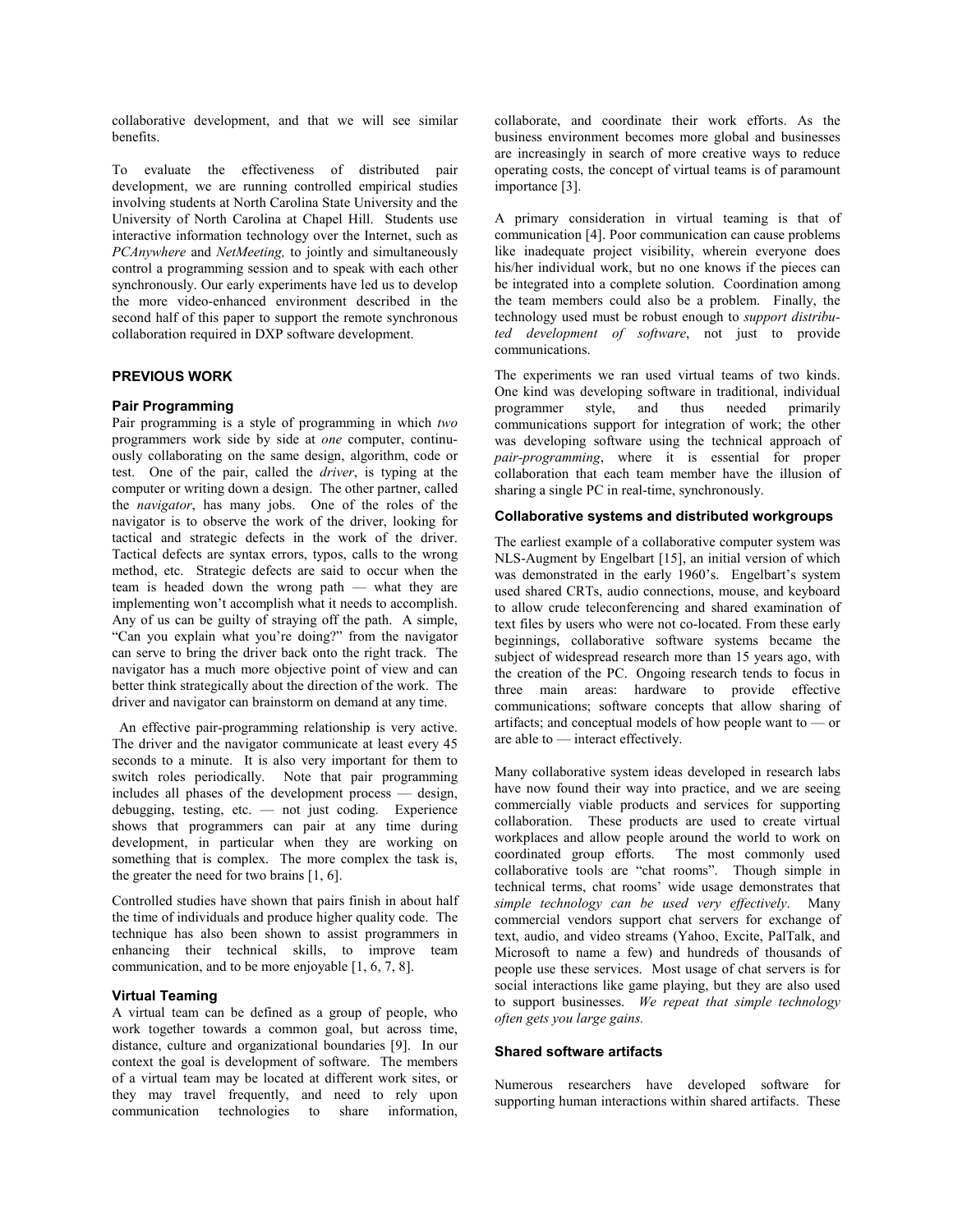collaborative development, and that we will see similar benefits.

To evaluate the effectiveness of distributed pair development, we are running controlled empirical studies involving students at North Carolina State University and the University of North Carolina at Chapel Hill. Students use interactive information technology over the Internet, such as *PCAnywhere* and *NetMeeting,* to jointly and simultaneously control a programming session and to speak with each other synchronously. Our early experiments have led us to develop the more video-enhanced environment described in the second half of this paper to support the remote synchronous collaboration required in DXP software development.

## PREVIOUS WORK

### Pair Programming

Pair programming is a style of programming in which *two* programmers work side by side at *one* computer, continuously collaborating on the same design, algorithm, code or test. One of the pair, called the *driver*, is typing at the computer or writing down a design. The other partner, called the *navigator*, has many jobs. One of the roles of the navigator is to observe the work of the driver, looking for tactical and strategic defects in the work of the driver. Tactical defects are syntax errors, typos, calls to the wrong method, etc. Strategic defects are said to occur when the team is headed down the wrong path — what they are implementing won't accomplish what it needs to accomplish. Any of us can be guilty of straying off the path. A simple, "Can you explain what you're doing?" from the navigator can serve to bring the driver back onto the right track. The navigator has a much more objective point of view and can better think strategically about the direction of the work. The driver and navigator can brainstorm on demand at any time.

An effective pair-programming relationship is very active. The driver and the navigator communicate at least every 45 seconds to a minute. It is also very important for them to switch roles periodically. Note that pair programming includes all phases of the development process — design, debugging, testing, etc. — not just coding. Experience shows that programmers can pair at any time during development, in particular when they are working on something that is complex. The more complex the task is, the greater the need for two brains [1, 6].

Controlled studies have shown that pairs finish in about half the time of individuals and produce higher quality code. The technique has also been shown to assist programmers in enhancing their technical skills, to improve team communication, and to be more enjoyable [1, 6, 7, 8].

### Virtual Teaming

A virtual team can be defined as a group of people, who work together towards a common goal, but across time, distance, culture and organizational boundaries [9]. In our context the goal is development of software. The members of a virtual team may be located at different work sites, or they may travel frequently, and need to rely upon communication technologies to share information, collaborate, and coordinate their work efforts. As the business environment becomes more global and businesses are increasingly in search of more creative ways to reduce operating costs, the concept of virtual teams is of paramount importance [3].

A primary consideration in virtual teaming is that of communication [4]. Poor communication can cause problems like inadequate project visibility, wherein everyone does his/her individual work, but no one knows if the pieces can be integrated into a complete solution. Coordination among the team members could also be a problem. Finally, the technology used must be robust enough to *support distributed development of software*, not just to provide communications.

The experiments we ran used virtual teams of two kinds. One kind was developing software in traditional, individual programmer style, and thus needed primarily communications support for integration of work; the other was developing software using the technical approach of *pair-programming*, where it is essential for proper collaboration that each team member have the illusion of sharing a single PC in real-time, synchronously.

### Collaborative systems and distributed workgroups

The earliest example of a collaborative computer system was NLS-Augment by Engelbart [15], an initial version of which was demonstrated in the early 1960's. Engelbart's system used shared CRTs, audio connections, mouse, and keyboard to allow crude teleconferencing and shared examination of text files by users who were not co-located. From these early beginnings, collaborative software systems became the subject of widespread research more than 15 years ago, with the creation of the PC. Ongoing research tends to focus in three main areas: hardware to provide effective communications; software concepts that allow sharing of artifacts; and conceptual models of how people want to — or are able to — interact effectively.

Many collaborative system ideas developed in research labs have now found their way into practice, and we are seeing commercially viable products and services for supporting collaboration. These products are used to create virtual workplaces and allow people around the world to work on coordinated group efforts. The most commonly used collaborative tools are "chat rooms". Though simple in technical terms, chat rooms' wide usage demonstrates that *simple technology can be used very effectively*. Many commercial vendors support chat servers for exchange of text, audio, and video streams (Yahoo, Excite, PalTalk, and Microsoft to name a few) and hundreds of thousands of people use these services. Most usage of chat servers is for social interactions like game playing, but they are also used to support businesses. *We repeat that simple technology often gets you large gains.*

### Shared software artifacts

Numerous researchers have developed software for supporting human interactions within shared artifacts. These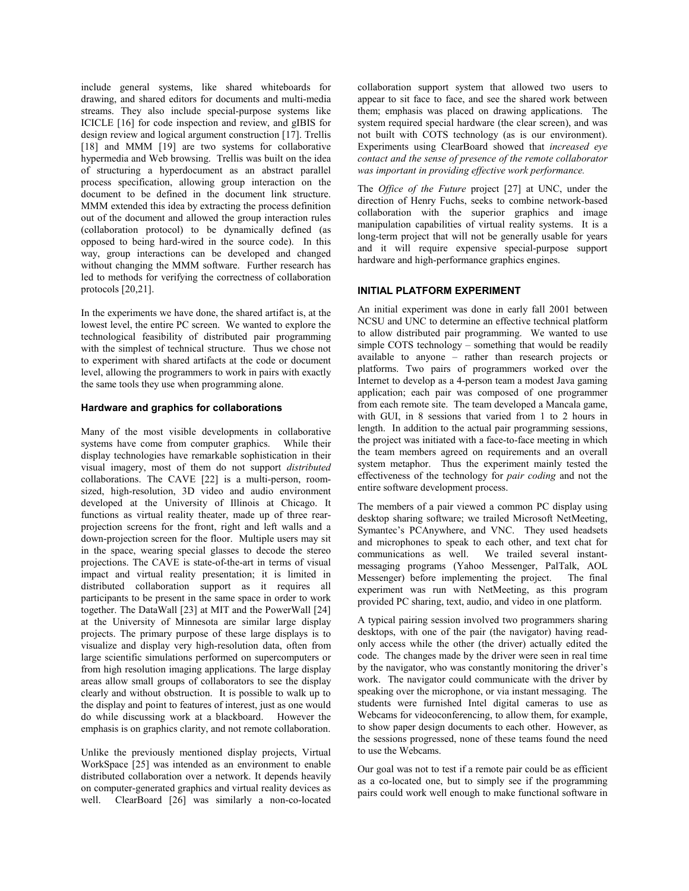include general systems, like shared whiteboards for drawing, and shared editors for documents and multi-media streams. They also include special-purpose systems like ICICLE [16] for code inspection and review, and gIBIS for design review and logical argument construction [17]. Trellis [18] and MMM [19] are two systems for collaborative hypermedia and Web browsing. Trellis was built on the idea of structuring a hyperdocument as an abstract parallel process specification, allowing group interaction on the document to be defined in the document link structure. MMM extended this idea by extracting the process definition out of the document and allowed the group interaction rules (collaboration protocol) to be dynamically defined (as opposed to being hard-wired in the source code). In this way, group interactions can be developed and changed without changing the MMM software. Further research has led to methods for verifying the correctness of collaboration protocols [20,21].

In the experiments we have done, the shared artifact is, at the lowest level, the entire PC screen. We wanted to explore the technological feasibility of distributed pair programming with the simplest of technical structure. Thus we chose not to experiment with shared artifacts at the code or document level, allowing the programmers to work in pairs with exactly the same tools they use when programming alone.

### Hardware and graphics for collaborations

Many of the most visible developments in collaborative systems have come from computer graphics. While their display technologies have remarkable sophistication in their visual imagery, most of them do not support *distributed* collaborations. The CAVE [22] is a multi-person, room-sized, high-resolution, 3D video and audio environment developed at the University of Illinois at Chicago. It functions as virtual reality theater, made up of three rear-projection screens for the front, right and left walls and a down-projection screen for the floor. Multiple users may sit in the space, wearing special glasses to decode the stereo projections. The CAVE is state-of-the-art in terms of visual impact and virtual reality presentation; it is limited in distributed collaboration support as it requires all participants to be present in the same space in order to work together. The DataWall [23] at MIT and the PowerWall [24] at the University of Minnesota are similar large display projects. The primary purpose of these large displays is to visualize and display very high-resolution data, often from large scientific simulations performed on supercomputers or from high resolution imaging applications. The large display areas allow small groups of collaborators to see the display clearly and without obstruction. It is possible to walk up to the display and point to features of interest, just as one would do while discussing work at a blackboard. However the emphasis is on graphics clarity, and not remote collaboration.

Unlike the previously mentioned display projects, Virtual WorkSpace [25] was intended as an environment to enable distributed collaboration over a network. It depends heavily on computer-generated graphics and virtual reality devices as well. ClearBoard [26] was similarly a non-co-located collaboration support system that allowed two users to appear to sit face to face, and see the shared work between them; emphasis was placed on drawing applications. The system required special hardware (the clear screen), and was not built with COTS technology (as is our environment). Experiments using ClearBoard showed that *increased eye contact and the sense of presence of the remote collaborator was important in providing effective work performance.*

The *Office of the Future* project [27] at UNC, under the direction of Henry Fuchs, seeks to combine network-based collaboration with the superior graphics and image manipulation capabilities of virtual reality systems. It is a long-term project that will not be generally usable for years and it will require expensive special-purpose support hardware and high-performance graphics engines.

## INITIAL PLATFORM EXPERIMENT

An initial experiment was done in early fall 2001 between NCSU and UNC to determine an effective technical platform to allow distributed pair programming. We wanted to use simple COTS technology – something that would be readily available to anyone – rather than research projects or platforms. Two pairs of programmers worked over the Internet to develop as a 4-person team a modest Java gaming application; each pair was composed of one programmer from each remote site. The team developed a Mancala game, with GUI, in 8 sessions that varied from 1 to 2 hours in length. In addition to the actual pair programming sessions, the project was initiated with a face-to-face meeting in which the team members agreed on requirements and an overall system metaphor. Thus the experiment mainly tested the effectiveness of the technology for *pair coding* and not the entire software development process.

The members of a pair viewed a common PC display using desktop sharing software; we trailed Microsoft NetMeeting, Symantec's PCAnywhere, and VNC. They used headsets and microphones to speak to each other, and text chat for communications as well. We trailed several instant-messaging programs (Yahoo Messenger, PalTalk, AOL Messenger) before implementing the project. The final experiment was run with NetMeeting, as this program provided PC sharing, text, audio, and video in one platform.

A typical pairing session involved two programmers sharing desktops, with one of the pair (the navigator) having read-only access while the other (the driver) actually edited the code. The changes made by the driver were seen in real time by the navigator, who was constantly monitoring the driver's work. The navigator could communicate with the driver by speaking over the microphone, or via instant messaging. The students were furnished Intel digital cameras to use as Webcams for videoconferencing, to allow them, for example, to show paper design documents to each other. However, as the sessions progressed, none of these teams found the need to use the Webcams.

Our goal was not to test if a remote pair could be as efficient as a co-located one, but to simply see if the programming pairs could work well enough to make functional software in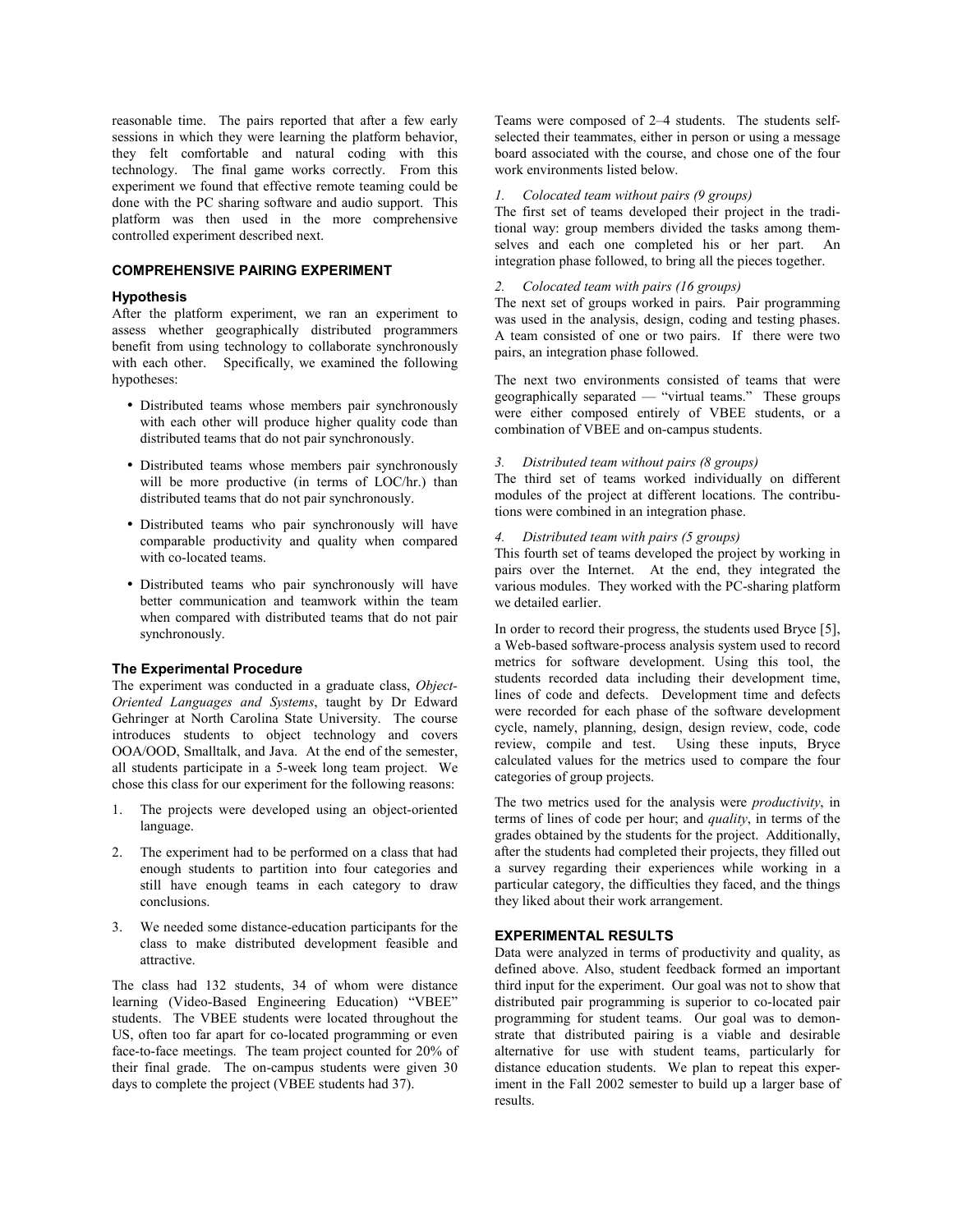reasonable time. The pairs reported that after a few early sessions in which they were learning the platform behavior, they felt comfortable and natural coding with this technology. The final game works correctly. From this experiment we found that effective remote teaming could be done with the PC sharing software and audio support. This platform was then used in the more comprehensive controlled experiment described next.

## COMPREHENSIVE PAIRING EXPERIMENT

### Hypothesis

After the platform experiment, we ran an experiment to assess whether geographically distributed programmers benefit from using technology to collaborate synchronously with each other. Specifically, we examined the following hypotheses:

- Distributed teams whose members pair synchronously with each other will produce higher quality code than distributed teams that do not pair synchronously.
- Distributed teams whose members pair synchronously will be more productive (in terms of LOC/hr.) than distributed teams that do not pair synchronously.
- Distributed teams who pair synchronously will have comparable productivity and quality when compared with co-located teams.
- Distributed teams who pair synchronously will have better communication and teamwork within the team when compared with distributed teams that do not pair synchronously.

### The Experimental Procedure

The experiment was conducted in a graduate class, *Object-Oriented Languages and Systems*, taught by Dr Edward Gehringer at North Carolina State University. The course introduces students to object technology and covers OOA/OOD, Smalltalk, and Java. At the end of the semester, all students participate in a 5-week long team project. We chose this class for our experiment for the following reasons:

1. The projects were developed using an object-oriented language.
2. The experiment had to be performed on a class that had enough students to partition into four categories and still have enough teams in each category to draw conclusions.
3. We needed some distance-education participants for the class to make distributed development feasible and attractive.

The class had 132 students, 34 of whom were distance learning (Video-Based Engineering Education) "VBEE" students. The VBEE students were located throughout the US, often too far apart for co-located programming or even face-to-face meetings. The team project counted for 20% of their final grade. The on-campus students were given 30 days to complete the project (VBEE students had 37).

Teams were composed of 2–4 students. The students self-selected their teammates, either in person or using a message board associated with the course, and chose one of the four work environments listed below.

*1. Colocated team without pairs (9 groups)*

The first set of teams developed their project in the traditional way: group members divided the tasks among themselves and each one completed his or her part. An integration phase followed, to bring all the pieces together.

*2. Colocated team with pairs (16 groups)*

The next set of groups worked in pairs. Pair programming was used in the analysis, design, coding and testing phases. A team consisted of one or two pairs. If there were two pairs, an integration phase followed.

The next two environments consisted of teams that were geographically separated — "virtual teams." These groups were either composed entirely of VBEE students, or a combination of VBEE and on-campus students.

*3. Distributed team without pairs (8 groups)*

The third set of teams worked individually on different modules of the project at different locations. The contributions were combined in an integration phase.

*4. Distributed team with pairs (5 groups)*

This fourth set of teams developed the project by working in pairs over the Internet. At the end, they integrated the various modules. They worked with the PC-sharing platform we detailed earlier.

In order to record their progress, the students used Bryce [5], a Web-based software-process analysis system used to record metrics for software development. Using this tool, the students recorded data including their development time, lines of code and defects. Development time and defects were recorded for each phase of the software development cycle, namely, planning, design, design review, code, code review, compile and test. Using these inputs, Bryce calculated values for the metrics used to compare the four categories of group projects.

The two metrics used for the analysis were *productivity*, in terms of lines of code per hour; and *quality*, in terms of the grades obtained by the students for the project. Additionally, after the students had completed their projects, they filled out a survey regarding their experiences while working in a particular category, the difficulties they faced, and the things they liked about their work arrangement.

## EXPERIMENTAL RESULTS

Data were analyzed in terms of productivity and quality, as defined above. Also, student feedback formed an important third input for the experiment. Our goal was not to show that distributed pair programming is superior to co-located pair programming for student teams. Our goal was to demonstrate that distributed pairing is a viable and desirable alternative for use with student teams, particularly for distance education students. We plan to repeat this experiment in the Fall 2002 semester to build up a larger base of results.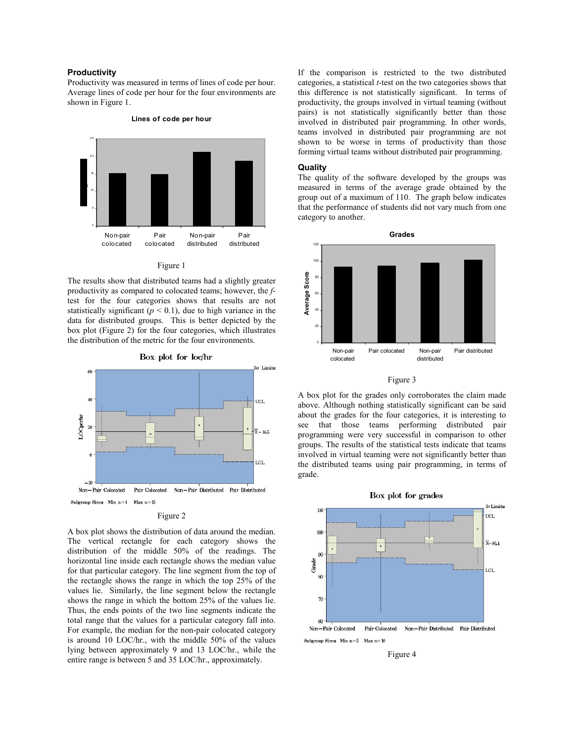### Productivity

Productivity was measured in terms of lines of code per hour. Average lines of code per hour for the four environments are shown in Figure 1.

Figure 1

The results show that distributed teams had a slightly greater productivity as compared to colocated teams; however, the *f*-test for the four categories shows that results are not statistically significant ($p < 0.1$), due to high variance in the data for distributed groups. This is better depicted by the box plot (Figure 2) for the four categories, which illustrates the distribution of the metric for the four environments.

Figure 2

A box plot shows the distribution of data around the median. The vertical rectangle for each category shows the distribution of the middle 50% of the readings. The horizontal line inside each rectangle shows the median value for that particular category. The line segment from the top of the rectangle shows the range in which the top 25% of the values lie. Similarly, the line segment below the rectangle shows the range in which the bottom 25% of the values lie. Thus, the ends points of the two line segments indicate the total range that the values for a particular category fall into. For example, the median for the non-pair colocated category is around 10 LOC/hr., with the middle 50% of the values lying between approximately 9 and 13 LOC/hr., while the entire range is between 5 and 35 LOC/hr., approximately.

If the comparison is restricted to the two distributed categories, a statistical *t*-test on the two categories shows that this difference is not statistically significant. In terms of productivity, the groups involved in virtual teaming (without pairs) is not statistically significantly better than those involved in distributed pair programming. In other words, teams involved in distributed pair programming are not shown to be worse in terms of productivity than those forming virtual teams without distributed pair programming.

### Quality

The quality of the software developed by the groups was measured in terms of the average grade obtained by the group out of a maximum of 110. The graph below indicates that the performance of students did not vary much from one category to another.

Figure 3

A box plot for the grades only corroborates the claim made above. Although nothing statistically significant can be said about the grades for the four categories, it is interesting to see that those teams performing distributed pair programming were very successful in comparison to other groups. The results of the statistical tests indicate that teams involved in virtual teaming were not significantly better than the distributed teams using pair programming, in terms of grade.

Figure 4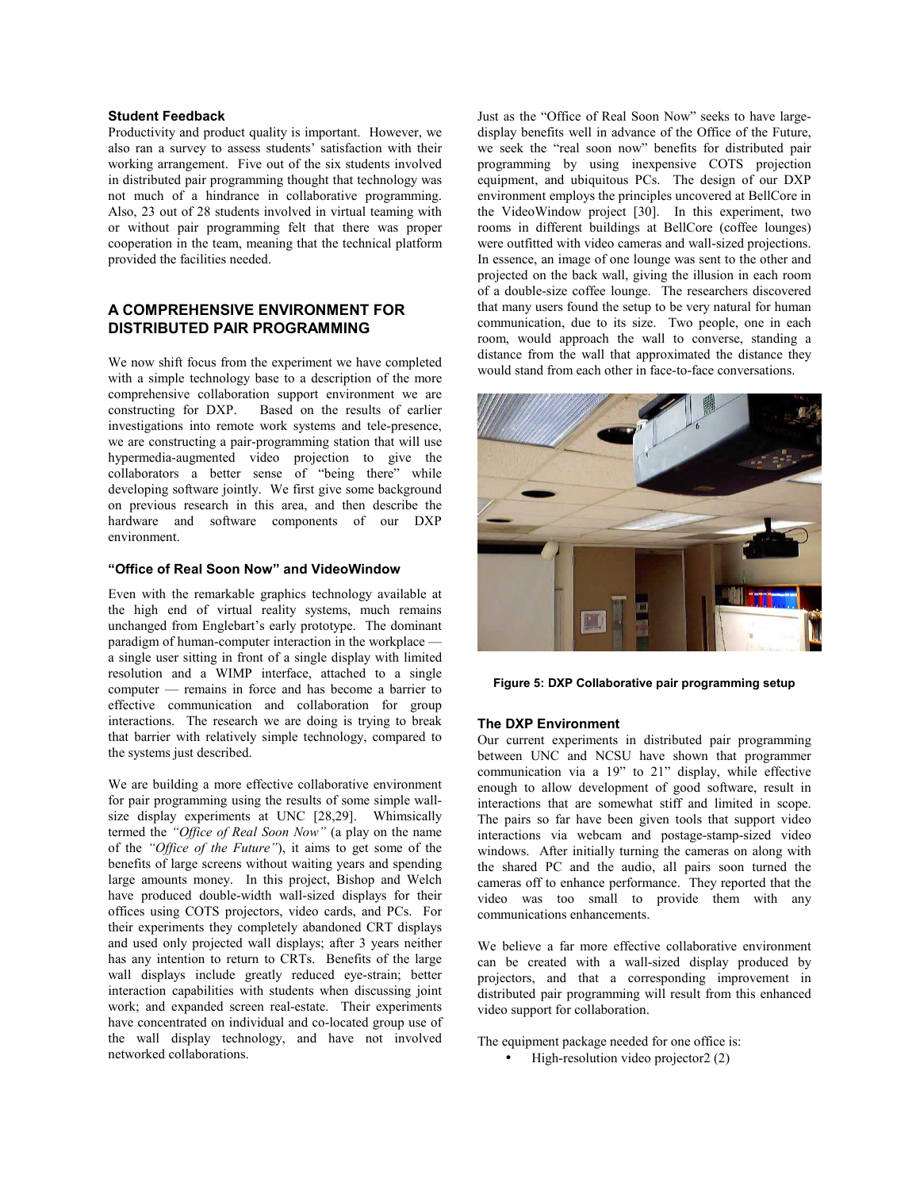### Student Feedback

Productivity and product quality is important. However, we also ran a survey to assess students' satisfaction with their working arrangement. Five out of the six students involved in distributed pair programming thought that technology was not much of a hindrance in collaborative programming. Also, 23 out of 28 students involved in virtual teaming with or without pair programming felt that there was proper cooperation in the team, meaning that the technical platform provided the facilities needed.

## A COMPREHENSIVE ENVIRONMENT FOR DISTRIBUTED PAIR PROGRAMMING

We now shift focus from the experiment we have completed with a simple technology base to a description of the more comprehensive collaboration support environment we are constructing for DXP. Based on the results of earlier investigations into remote work systems and tele-presence, we are constructing a pair-programming station that will use hypermedia-augmented video projection to give the collaborators a better sense of "being there" while developing software jointly. We first give some background on previous research in this area, and then describe the hardware and software components of our DXP environment.

### "Office of Real Soon Now" and VideoWindow

Even with the remarkable graphics technology available at the high end of virtual reality systems, much remains unchanged from Englebart's early prototype. The dominant paradigm of human-computer interaction in the workplace — a single user sitting in front of a single display with limited resolution and a WIMP interface, attached to a single computer — remains in force and has become a barrier to effective communication and collaboration for group interactions. The research we are doing is trying to break that barrier with relatively simple technology, compared to the systems just described.

We are building a more effective collaborative environment for pair programming using the results of some simple wall-size display experiments at UNC [28,29]. Whimsically termed the *"Office of Real Soon Now"* (a play on the name of the *"Office of the Future"*), it aims to get some of the benefits of large screens without waiting years and spending large amounts money. In this project, Bishop and Welch have produced double-width wall-sized displays for their offices using COTS projectors, video cards, and PCs. For their experiments they completely abandoned CRT displays and used only projected wall displays; after 3 years neither has any intention to return to CRTs. Benefits of the large wall displays include greatly reduced eye-strain; better interaction capabilities with students when discussing joint work; and expanded screen real-estate. Their experiments have concentrated on individual and co-located group use of the wall display technology, and have not involved networked collaborations.

Just as the "Office of Real Soon Now" seeks to have large-display benefits well in advance of the Office of the Future, we seek the "real soon now" benefits for distributed pair programming by using inexpensive COTS projection equipment, and ubiquitous PCs. The design of our DXP environment employs the principles uncovered at BellCore in the VideoWindow project [30]. In this experiment, two rooms in different buildings at BellCore (coffee lounges) were outfitted with video cameras and wall-sized projections. In essence, an image of one lounge was sent to the other and projected on the back wall, giving the illusion in each room of a double-size coffee lounge. The researchers discovered that many users found the setup to be very natural for human communication, due to its size. Two people, one in each room, would approach the wall to converse, standing a distance from the wall that approximated the distance they would stand from each other in face-to-face conversations.

**Figure 5: DXP Collaborative pair programming setup**

### The DXP Environment

Our current experiments in distributed pair programming between UNC and NCSU have shown that programmer communication via a 19" to 21" display, while effective enough to allow development of good software, result in interactions that are somewhat stiff and limited in scope. The pairs so far have been given tools that support video interactions via webcam and postage-stamp-sized video windows. After initially turning the cameras on along with the shared PC and the audio, all pairs soon turned the cameras off to enhance performance. They reported that the video was too small to provide them with any communications enhancements.

We believe a far more effective collaborative environment can be created with a wall-sized display produced by projectors, and that a corresponding improvement in distributed pair programming will result from this enhanced video support for collaboration.

The equipment package needed for one office is:

- High-resolution video projector2 (2)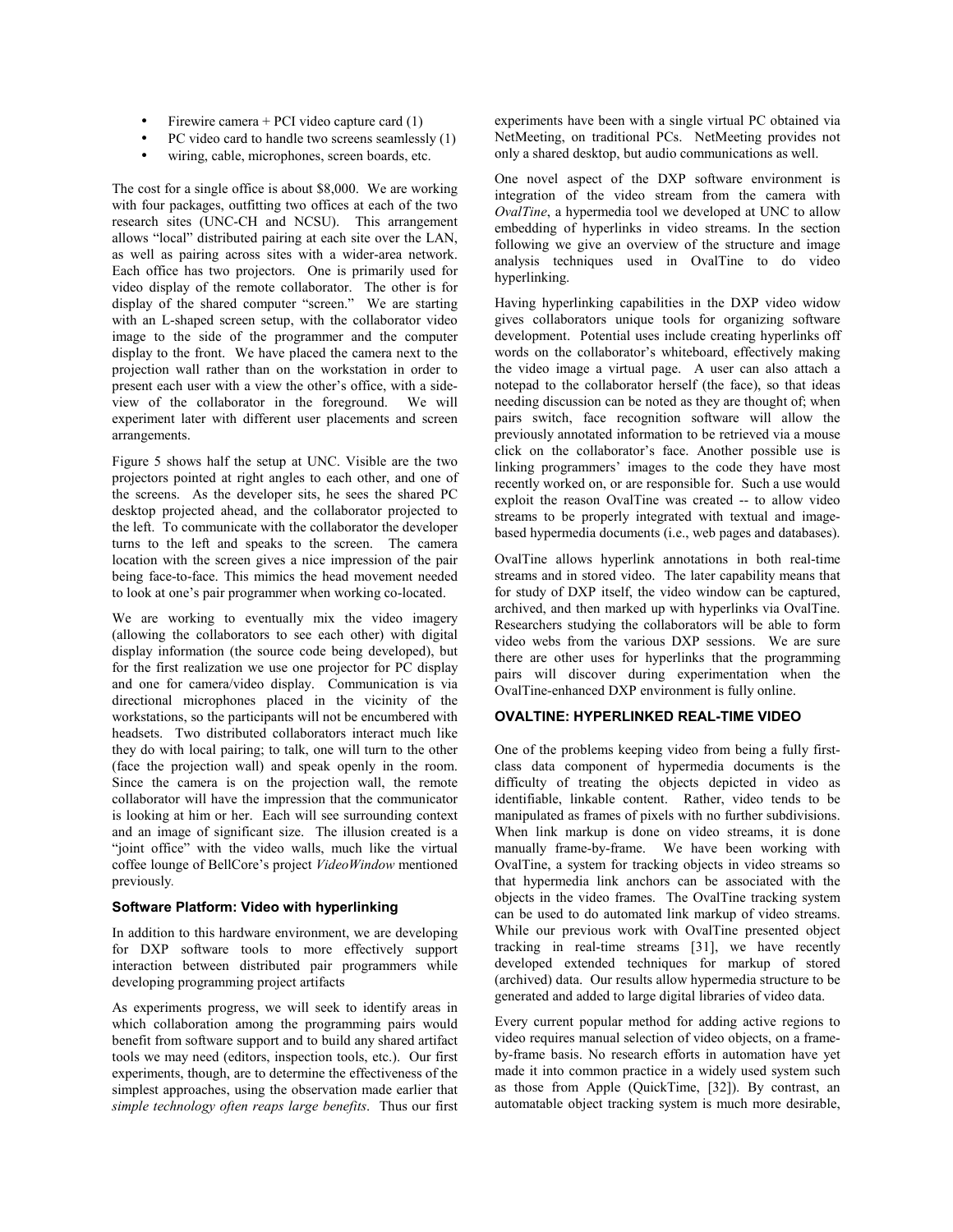- Firewire camera + PCI video capture card (1)
- PC video card to handle two screens seamlessly (1)
- wiring, cable, microphones, screen boards, etc.

The cost for a single office is about $8,000. We are working with four packages, outfitting two offices at each of the two research sites (UNC-CH and NCSU). This arrangement allows "local" distributed pairing at each site over the LAN, as well as pairing across sites with a wider-area network. Each office has two projectors. One is primarily used for video display of the remote collaborator. The other is for display of the shared computer "screen." We are starting with an L-shaped screen setup, with the collaborator video image to the side of the programmer and the computer display to the front. We have placed the camera next to the projection wall rather than on the workstation in order to present each user with a view the other's office, with a side-view of the collaborator in the foreground. We will experiment later with different user placements and screen arrangements.

Figure 5 shows half the setup at UNC. Visible are the two projectors pointed at right angles to each other, and one of the screens. As the developer sits, he sees the shared PC desktop projected ahead, and the collaborator projected to the left. To communicate with the collaborator the developer turns to the left and speaks to the screen. The camera location with the screen gives a nice impression of the pair being face-to-face. This mimics the head movement needed to look at one's pair programmer when working co-located.

We are working to eventually mix the video imagery (allowing the collaborators to see each other) with digital display information (the source code being developed), but for the first realization we use one projector for PC display and one for camera/video display. Communication is via directional microphones placed in the vicinity of the workstations, so the participants will not be encumbered with headsets. Two distributed collaborators interact much like they do with local pairing; to talk, one will turn to the other (face the projection wall) and speak openly in the room. Since the camera is on the projection wall, the remote collaborator will have the impression that the communicator is looking at him or her. Each will see surrounding context and an image of significant size. The illusion created is a "joint office" with the video walls, much like the virtual coffee lounge of BellCore's project *VideoWindow* mentioned previously.

### Software Platform: Video with hyperlinking

In addition to this hardware environment, we are developing for DXP software tools to more effectively support interaction between distributed pair programmers while developing programming project artifacts

As experiments progress, we will seek to identify areas in which collaboration among the programming pairs would benefit from software support and to build any shared artifact tools we may need (editors, inspection tools, etc.). Our first experiments, though, are to determine the effectiveness of the simplest approaches, using the observation made earlier that *simple technology often reaps large benefits*. Thus our first experiments have been with a single virtual PC obtained via NetMeeting, on traditional PCs. NetMeeting provides not only a shared desktop, but audio communications as well.

One novel aspect of the DXP software environment is integration of the video stream from the camera with *OvalTine*, a hypermedia tool we developed at UNC to allow embedding of hyperlinks in video streams. In the section following we give an overview of the structure and image analysis techniques used in OvalTine to do video hyperlinking.

Having hyperlinking capabilities in the DXP video widow gives collaborators unique tools for organizing software development. Potential uses include creating hyperlinks off words on the collaborator's whiteboard, effectively making the video image a virtual page. A user can also attach a notepad to the collaborator herself (the face), so that ideas needing discussion can be noted as they are thought of; when pairs switch, face recognition software will allow the previously annotated information to be retrieved via a mouse click on the collaborator's face. Another possible use is linking programmers' images to the code they have most recently worked on, or are responsible for. Such a use would exploit the reason OvalTine was created -- to allow video streams to be properly integrated with textual and image-based hypermedia documents (i.e., web pages and databases).

OvalTine allows hyperlink annotations in both real-time streams and in stored video. The later capability means that for study of DXP itself, the video window can be captured, archived, and then marked up with hyperlinks via OvalTine. Researchers studying the collaborators will be able to form video webs from the various DXP sessions. We are sure there are other uses for hyperlinks that the programming pairs will discover during experimentation when the OvalTine-enhanced DXP environment is fully online.

### OVALTINE: HYPERLINKED REAL-TIME VIDEO

One of the problems keeping video from being a fully first-class data component of hypermedia documents is the difficulty of treating the objects depicted in video as identifiable, linkable content. Rather, video tends to be manipulated as frames of pixels with no further subdivisions. When link markup is done on video streams, it is done manually frame-by-frame. We have been working with OvalTine, a system for tracking objects in video streams so that hypermedia link anchors can be associated with the objects in the video frames. The OvalTine tracking system can be used to do automated link markup of video streams. While our previous work with OvalTine presented object tracking in real-time streams [31], we have recently developed extended techniques for markup of stored (archived) data. Our results allow hypermedia structure to be generated and added to large digital libraries of video data.

Every current popular method for adding active regions to video requires manual selection of video objects, on a frame-by-frame basis. No research efforts in automation have yet made it into common practice in a widely used system such as those from Apple (QuickTime, [32]). By contrast, an automatable object tracking system is much more desirable,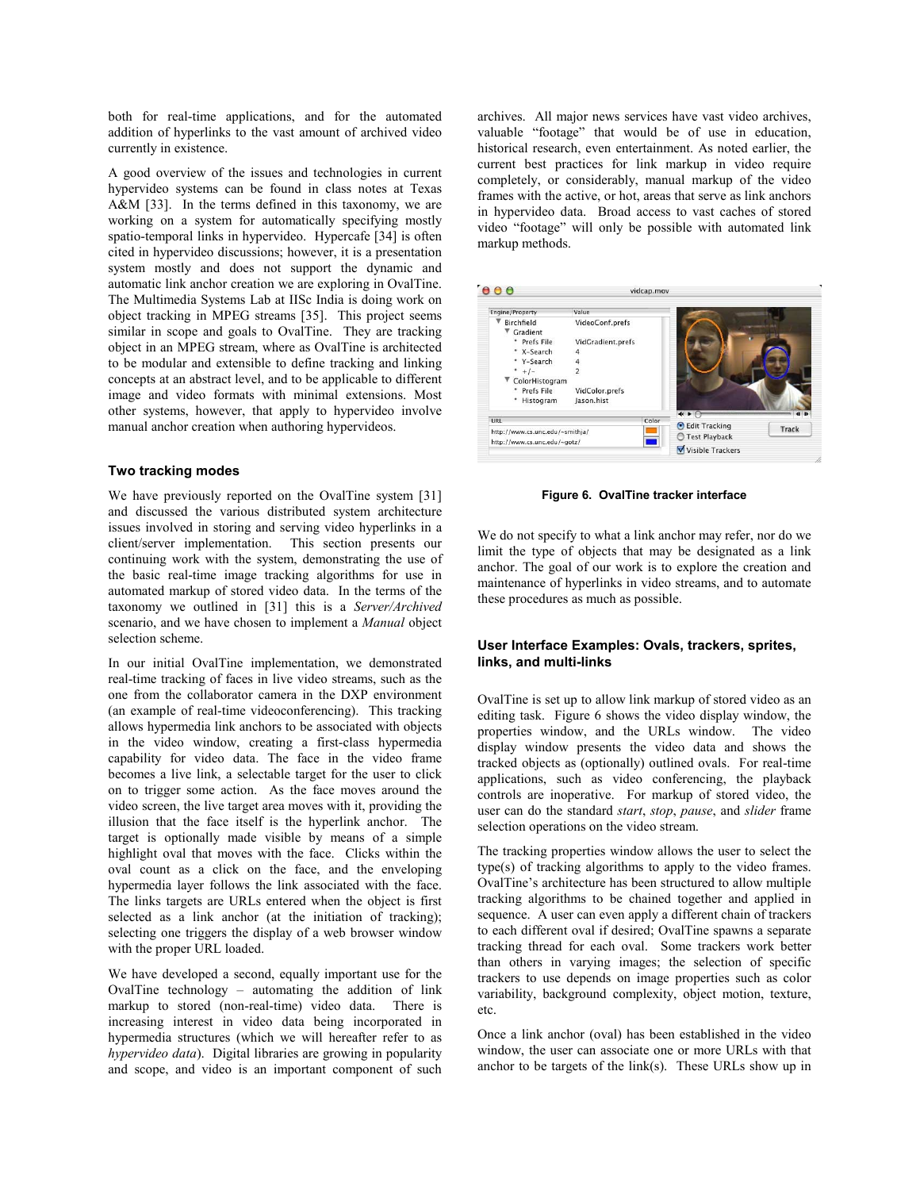both for real-time applications, and for the automated addition of hyperlinks to the vast amount of archived video currently in existence.

A good overview of the issues and technologies in current hypervideo systems can be found in class notes at Texas A&M [33]. In the terms defined in this taxonomy, we are working on a system for automatically specifying mostly spatio-temporal links in hypervideo. Hypercafe [34] is often cited in hypervideo discussions; however, it is a presentation system mostly and does not support the dynamic and automatic link anchor creation we are exploring in OvalTine. The Multimedia Systems Lab at IISc India is doing work on object tracking in MPEG streams [35]. This project seems similar in scope and goals to OvalTine. They are tracking object in an MPEG stream, where as OvalTine is architected to be modular and extensible to define tracking and linking concepts at an abstract level, and to be applicable to different image and video formats with minimal extensions. Most other systems, however, that apply to hypervideo involve manual anchor creation when authoring hypervideos.

### Two tracking modes

We have previously reported on the OvalTine system [31] and discussed the various distributed system architecture issues involved in storing and serving video hyperlinks in a client/server implementation. This section presents our continuing work with the system, demonstrating the use of the basic real-time image tracking algorithms for use in automated markup of stored video data. In the terms of the taxonomy we outlined in [31] this is a *Server/Archived* scenario, and we have chosen to implement a *Manual* object selection scheme.

In our initial OvalTine implementation, we demonstrated real-time tracking of faces in live video streams, such as the one from the collaborator camera in the DXP environment (an example of real-time videoconferencing). This tracking allows hypermedia link anchors to be associated with objects in the video window, creating a first-class hypermedia capability for video data. The face in the video frame becomes a live link, a selectable target for the user to click on to trigger some action. As the face moves around the video screen, the live target area moves with it, providing the illusion that the face itself is the hyperlink anchor. The target is optionally made visible by means of a simple highlight oval that moves with the face. Clicks within the oval count as a click on the face, and the enveloping hypermedia layer follows the link associated with the face. The links targets are URLs entered when the object is first selected as a link anchor (at the initiation of tracking); selecting one triggers the display of a web browser window with the proper URL loaded.

We have developed a second, equally important use for the OvalTine technology – automating the addition of link markup to stored (non-real-time) video data. There is increasing interest in video data being incorporated in hypermedia structures (which we will hereafter refer to as *hypervideo data*). Digital libraries are growing in popularity and scope, and video is an important component of such archives. All major news services have vast video archives, valuable "footage" that would be of use in education, historical research, even entertainment. As noted earlier, the current best practices for link markup in video require completely, or considerably, manual markup of the video frames with the active, or hot, areas that serve as link anchors in hypervideo data. Broad access to vast caches of stored video "footage" will only be possible with automated link markup methods.

**Figure 6. OvalTine tracker interface**

We do not specify to what a link anchor may refer, nor do we limit the type of objects that may be designated as a link anchor. The goal of our work is to explore the creation and maintenance of hyperlinks in video streams, and to automate these procedures as much as possible.

### User Interface Examples: Ovals, trackers, sprites, links, and multi-links

OvalTine is set up to allow link markup of stored video as an editing task. Figure 6 shows the video display window, the properties window, and the URLs window. The video display window presents the video data and shows the tracked objects as (optionally) outlined ovals. For real-time applications, such as video conferencing, the playback controls are inoperative. For markup of stored video, the user can do the standard *start*, *stop*, *pause*, and *slider* frame selection operations on the video stream.

The tracking properties window allows the user to select the type(s) of tracking algorithms to apply to the video frames. OvalTine's architecture has been structured to allow multiple tracking algorithms to be chained together and applied in sequence. A user can even apply a different chain of trackers to each different oval if desired; OvalTine spawns a separate tracking thread for each oval. Some trackers work better than others in varying images; the selection of specific trackers to use depends on image properties such as color variability, background complexity, object motion, texture, etc.

Once a link anchor (oval) has been established in the video window, the user can associate one or more URLs with that anchor to be targets of the link(s). These URLs show up in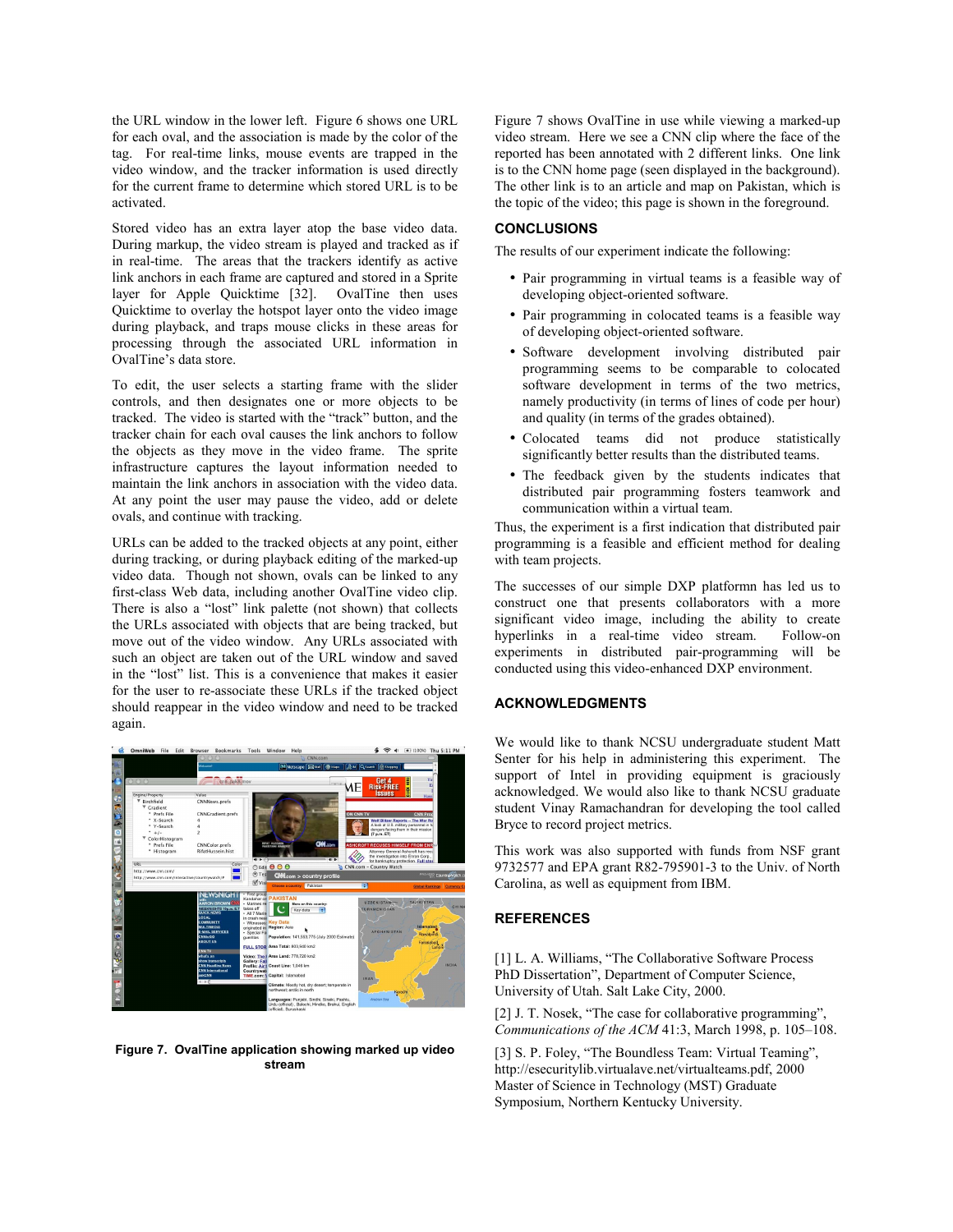the URL window in the lower left. Figure 6 shows one URL for each oval, and the association is made by the color of the tag. For real-time links, mouse events are trapped in the video window, and the tracker information is used directly for the current frame to determine which stored URL is to be activated.

Stored video has an extra layer atop the base video data. During markup, the video stream is played and tracked as if in real-time. The areas that the trackers identify as active link anchors in each frame are captured and stored in a Sprite layer for Apple Quicktime [32]. OvalTine then uses Quicktime to overlay the hotspot layer onto the video image during playback, and traps mouse clicks in these areas for processing through the associated URL information in OvalTine's data store.

To edit, the user selects a starting frame with the slider controls, and then designates one or more objects to be tracked. The video is started with the "track" button, and the tracker chain for each oval causes the link anchors to follow the objects as they move in the video frame. The sprite infrastructure captures the layout information needed to maintain the link anchors in association with the video data. At any point the user may pause the video, add or delete ovals, and continue with tracking.

URLs can be added to the tracked objects at any point, either during tracking, or during playback editing of the marked-up video data. Though not shown, ovals can be linked to any first-class Web data, including another OvalTine video clip. There is also a "lost" link palette (not shown) that collects the URLs associated with objects that are being tracked, but move out of the video window. Any URLs associated with such an object are taken out of the URL window and saved in the "lost" list. This is a convenience that makes it easier for the user to re-associate these URLs if the tracked object should reappear in the video window and need to be tracked again.

**Figure 7. OvalTine application showing marked up video stream**

Figure 7 shows OvalTine in use while viewing a marked-up video stream. Here we see a CNN clip where the face of the reported has been annotated with 2 different links. One link is to the CNN home page (seen displayed in the background). The other link is to an article and map on Pakistan, which is the topic of the video; this page is shown in the foreground.

## CONCLUSIONS

The results of our experiment indicate the following:

- Pair programming in virtual teams is a feasible way of developing object-oriented software.
- Pair programming in colocated teams is a feasible way of developing object-oriented software.
- Software development involving distributed pair programming seems to be comparable to colocated software development in terms of the two metrics, namely productivity (in terms of lines of code per hour) and quality (in terms of the grades obtained).
- Colocated teams did not produce statistically significantly better results than the distributed teams.
- The feedback given by the students indicates that distributed pair programming fosters teamwork and communication within a virtual team.

Thus, the experiment is a first indication that distributed pair programming is a feasible and efficient method for dealing with team projects.

The successes of our simple DXP platformn has led us to construct one that presents collaborators with a more significant video image, including the ability to create hyperlinks in a real-time video stream. Follow-on experiments in distributed pair-programming will be conducted using this video-enhanced DXP environment.

## ACKNOWLEDGMENTS

We would like to thank NCSU undergraduate student Matt Senter for his help in administering this experiment. The support of Intel in providing equipment is graciously acknowledged. We would also like to thank NCSU graduate student Vinay Ramachandran for developing the tool called Bryce to record project metrics.

This work was also supported with funds from NSF grant 9732577 and EPA grant R82-795901-3 to the Univ. of North Carolina, as well as equipment from IBM.

## REFERENCES

[1] L. A. Williams, "The Collaborative Software Process PhD Dissertation", Department of Computer Science, University of Utah. Salt Lake City, 2000.

[2] J. T. Nosek, "The case for collaborative programming", *Communications of the ACM* 41:3, March 1998, p. 105–108.

[3] S. P. Foley, "The Boundless Team: Virtual Teaming", http://esecuritylib.virtualave.net/virtualteams.pdf, 2000 Master of Science in Technology (MST) Graduate Symposium, Northern Kentucky University.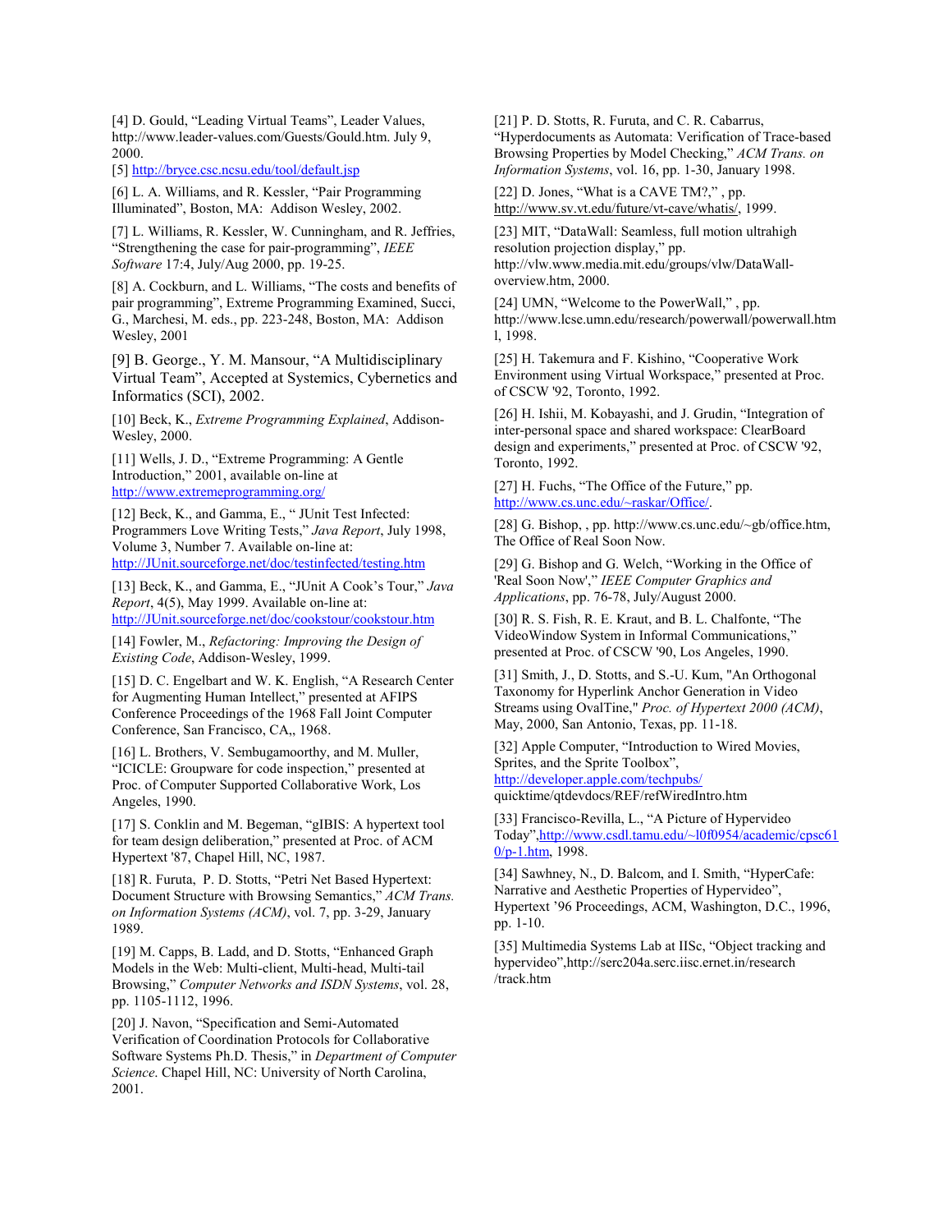[4] D. Gould, “Leading Virtual Teams”, Leader Values, http://www.leader-values.com/Guests/Gould.htm. July 9, 2000.

[5] http://bryce.csc.ncsu.edu/tool/default.jsp

[6] L. A. Williams, and R. Kessler, “Pair Programming Illuminated”, Boston, MA: Addison Wesley, 2002.

[7] L. Williams, R. Kessler, W. Cunningham, and R. Jeffries, “Strengthening the case for pair-programming”, *IEEE Software* 17:4, July/Aug 2000, pp. 19-25.

[8] A. Cockburn, and L. Williams, “The costs and benefits of pair programming”, Extreme Programming Examined, Succi, G., Marchesi, M. eds., pp. 223-248, Boston, MA: Addison Wesley, 2001

[9] B. George., Y. M. Mansour, “A Multidisciplinary Virtual Team”, Accepted at Systemics, Cybernetics and Informatics (SCI), 2002.

[10] Beck, K., *Extreme Programming Explained*, Addison-Wesley, 2000.

[11] Wells, J. D., “Extreme Programming: A Gentle Introduction,” 2001, available on-line at http://www.extremeprogramming.org/

[12] Beck, K., and Gamma, E., “ JUnit Test Infected: Programmers Love Writing Tests,” *Java Report*, July 1998, Volume 3, Number 7. Available on-line at: http://JUnit.sourceforge.net/doc/testinfected/testing.htm

[13] Beck, K., and Gamma, E., “JUnit A Cook’s Tour,” *Java Report*, 4(5), May 1999. Available on-line at: http://JUnit.sourceforge.net/doc/cookstour/cookstour.htm

[14] Fowler, M., *Refactoring: Improving the Design of Existing Code*, Addison-Wesley, 1999.

[15] D. C. Engelbart and W. K. English, “A Research Center for Augmenting Human Intellect,” presented at AFIPS Conference Proceedings of the 1968 Fall Joint Computer Conference, San Francisco, CA,, 1968.

[16] L. Brothers, V. Sembugamoorthy, and M. Muller, “ICICLE: Groupware for code inspection,” presented at Proc. of Computer Supported Collaborative Work, Los Angeles, 1990.

[17] S. Conklin and M. Begeman, “gIBIS: A hypertext tool for team design deliberation,” presented at Proc. of ACM Hypertext '87, Chapel Hill, NC, 1987.

[18] R. Furuta, P. D. Stotts, “Petri Net Based Hypertext: Document Structure with Browsing Semantics,” *ACM Trans. on Information Systems (ACM)*, vol. 7, pp. 3-29, January 1989.

[19] M. Capps, B. Ladd, and D. Stotts, “Enhanced Graph Models in the Web: Multi-client, Multi-head, Multi-tail Browsing,” *Computer Networks and ISDN Systems*, vol. 28, pp. 1105-1112, 1996.

[20] J. Navon, “Specification and Semi-Automated Verification of Coordination Protocols for Collaborative Software Systems Ph.D. Thesis,” in *Department of Computer Science*. Chapel Hill, NC: University of North Carolina, 2001.

[21] P. D. Stotts, R. Furuta, and C. R. Cabarrus, “Hyperdocuments as Automata: Verification of Trace-based Browsing Properties by Model Checking,” *ACM Trans. on Information Systems*, vol. 16, pp. 1-30, January 1998.

[22] D. Jones, “What is a CAVE TM?,” , pp. http://www.sv.vt.edu/future/vt-cave/whatis/, 1999.

[23] MIT, “DataWall: Seamless, full motion ultrahigh resolution projection display,” pp. http://vlw.www.media.mit.edu/groups/vlw/DataWall-overview.htm, 2000.

[24] UMN, “Welcome to the PowerWall,” , pp. http://www.lcse.umn.edu/research/powerwall/powerwall.html, 1998.

[25] H. Takemura and F. Kishino, “Cooperative Work Environment using Virtual Workspace,” presented at Proc. of CSCW '92, Toronto, 1992.

[26] H. Ishii, M. Kobayashi, and J. Grudin, “Integration of inter-personal space and shared workspace: ClearBoard design and experiments,” presented at Proc. of CSCW '92, Toronto, 1992.

[27] H. Fuchs, “The Office of the Future,” pp. http://www.cs.unc.edu/~raskar/Office/.

[28] G. Bishop, , pp. http://www.cs.unc.edu/~gb/office.htm, The Office of Real Soon Now.

[29] G. Bishop and G. Welch, “Working in the Office of 'Real Soon Now',” *IEEE Computer Graphics and Applications*, pp. 76-78, July/August 2000.

[30] R. S. Fish, R. E. Kraut, and B. L. Chalfonte, “The VideoWindow System in Informal Communications,” presented at Proc. of CSCW '90, Los Angeles, 1990.

[31] Smith, J., D. Stotts, and S.-U. Kum, "An Orthogonal Taxonomy for Hyperlink Anchor Generation in Video Streams using OvalTine," *Proc. of Hypertext 2000 (ACM)*, May, 2000, San Antonio, Texas, pp. 11-18.

[32] Apple Computer, “Introduction to Wired Movies, Sprites, and the Sprite Toolbox”, http://developer.apple.com/techpubs/ quicktime/qtdevdocs/REF/refWiredIntro.htm

[33] Francisco-Revilla, L., “A Picture of Hypervideo Today”,http://www.csdl.tamu.edu/~l0f0954/academic/cpsc610/p-1.htm, 1998.

[34] Sawhney, N., D. Balcom, and I. Smith, “HyperCafe: Narrative and Aesthetic Properties of Hypervideo”, Hypertext ’96 Proceedings, ACM, Washington, D.C., 1996, pp. 1-10.

[35] Multimedia Systems Lab at IISc, “Object tracking and hypervideo”,http://serc204a.serc.iisc.ernet.in/research /track.htm